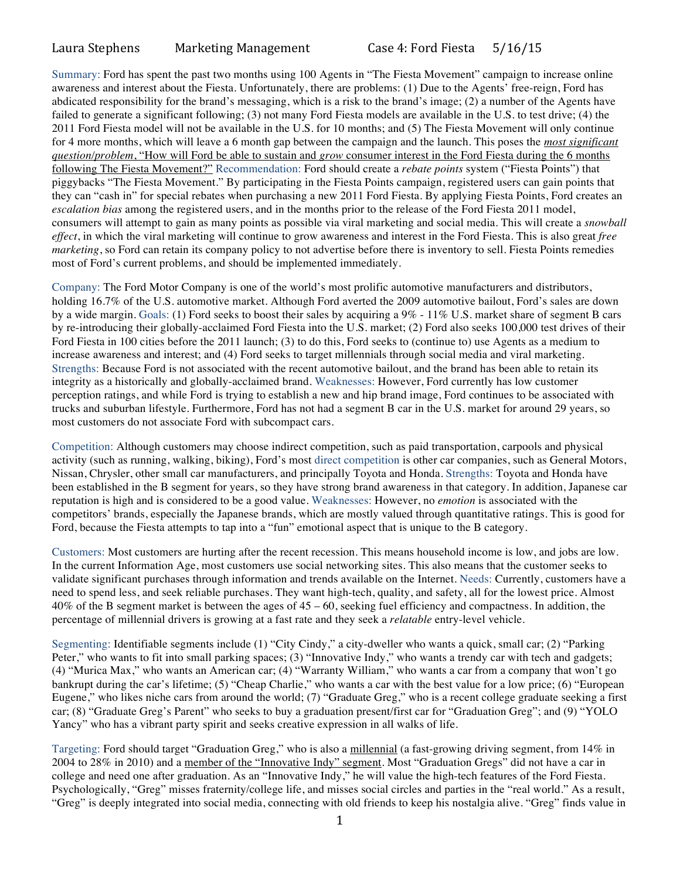Laura Stephens     Marketing Management     Case 4: Ford Fiesta     5/16/15

Summary: Ford has spent the past two months using 100 Agents in "The Fiesta Movement" campaign to increase online awareness and interest about the Fiesta. Unfortunately, there are problems: (1) Due to the Agents' free-reign, Ford has abdicated responsibility for the brand's messaging, which is a risk to the brand's image; (2) a number of the Agents have failed to generate a significant following; (3) not many Ford Fiesta models are available in the U.S. to test drive; (4) the 2011 Ford Fiesta model will not be available in the U.S. for 10 months; and (5) The Fiesta Movement will only continue for 4 more months, which will leave a 6 month gap between the campaign and the launch. This poses the *most significant question/problem*, "How will Ford be able to sustain and *grow* consumer interest in the Ford Fiesta during the 6 months following The Fiesta Movement?" Recommendation: Ford should create a *rebate points* system ("Fiesta Points") that piggybacks "The Fiesta Movement." By participating in the Fiesta Points campaign, registered users can gain points that they can "cash in" for special rebates when purchasing a new 2011 Ford Fiesta. By applying Fiesta Points, Ford creates an *escalation bias* among the registered users, and in the months prior to the release of the Ford Fiesta 2011 model, consumers will attempt to gain as many points as possible via viral marketing and social media. This will create a *snowball effect*, in which the viral marketing will continue to grow awareness and interest in the Ford Fiesta. This is also great *free marketing*, so Ford can retain its company policy to not advertise before there is inventory to sell. Fiesta Points remedies most of Ford's current problems, and should be implemented immediately.

Company: The Ford Motor Company is one of the world's most prolific automotive manufacturers and distributors, holding 16.7% of the U.S. automotive market. Although Ford averted the 2009 automotive bailout, Ford's sales are down by a wide margin. Goals: (1) Ford seeks to boost their sales by acquiring a 9% - 11% U.S. market share of segment B cars by re-introducing their globally-acclaimed Ford Fiesta into the U.S. market; (2) Ford also seeks 100,000 test drives of their Ford Fiesta in 100 cities before the 2011 launch; (3) to do this, Ford seeks to (continue to) use Agents as a medium to increase awareness and interest; and (4) Ford seeks to target millennials through social media and viral marketing. Strengths: Because Ford is not associated with the recent automotive bailout, and the brand has been able to retain its integrity as a historically and globally-acclaimed brand. Weaknesses: However, Ford currently has low customer perception ratings, and while Ford is trying to establish a new and hip brand image, Ford continues to be associated with trucks and suburban lifestyle. Furthermore, Ford has not had a segment B car in the U.S. market for around 29 years, so most customers do not associate Ford with subcompact cars.

Competition: Although customers may choose indirect competition, such as paid transportation, carpools and physical activity (such as running, walking, biking), Ford's most direct competition is other car companies, such as General Motors, Nissan, Chrysler, other small car manufacturers, and principally Toyota and Honda. Strengths: Toyota and Honda have been established in the B segment for years, so they have strong brand awareness in that category. In addition, Japanese car reputation is high and is considered to be a good value. Weaknesses: However, no *emotion* is associated with the competitors' brands, especially the Japanese brands, which are mostly valued through quantitative ratings. This is good for Ford, because the Fiesta attempts to tap into a "fun" emotional aspect that is unique to the B category.

Customers: Most customers are hurting after the recent recession. This means household income is low, and jobs are low. In the current Information Age, most customers use social networking sites. This also means that the customer seeks to validate significant purchases through information and trends available on the Internet. Needs: Currently, customers have a need to spend less, and seek reliable purchases. They want high-tech, quality, and safety, all for the lowest price. Almost 40% of the B segment market is between the ages of 45 – 60, seeking fuel efficiency and compactness. In addition, the percentage of millennial drivers is growing at a fast rate and they seek a *relatable* entry-level vehicle.

Segmenting: Identifiable segments include (1) "City Cindy," a city-dweller who wants a quick, small car; (2) "Parking Peter," who wants to fit into small parking spaces; (3) "Innovative Indy," who wants a trendy car with tech and gadgets; (4) "Murica Max," who wants an American car; (4) "Warranty William," who wants a car from a company that won't go bankrupt during the car's lifetime; (5) "Cheap Charlie," who wants a car with the best value for a low price; (6) "European Eugene," who likes niche cars from around the world; (7) "Graduate Greg," who is a recent college graduate seeking a first car; (8) "Graduate Greg's Parent" who seeks to buy a graduation present/first car for "Graduation Greg"; and (9) "YOLO Yancy" who has a vibrant party spirit and seeks creative expression in all walks of life.

Targeting: Ford should target "Graduation Greg," who is also a millennial (a fast-growing driving segment, from 14% in 2004 to 28% in 2010) and a member of the "Innovative Indy" segment. Most "Graduation Gregs" did not have a car in college and need one after graduation. As an "Innovative Indy," he will value the high-tech features of the Ford Fiesta. Psychologically, "Greg" misses fraternity/college life, and misses social circles and parties in the "real world." As a result, "Greg" is deeply integrated into social media, connecting with old friends to keep his nostalgia alive. "Greg" finds value in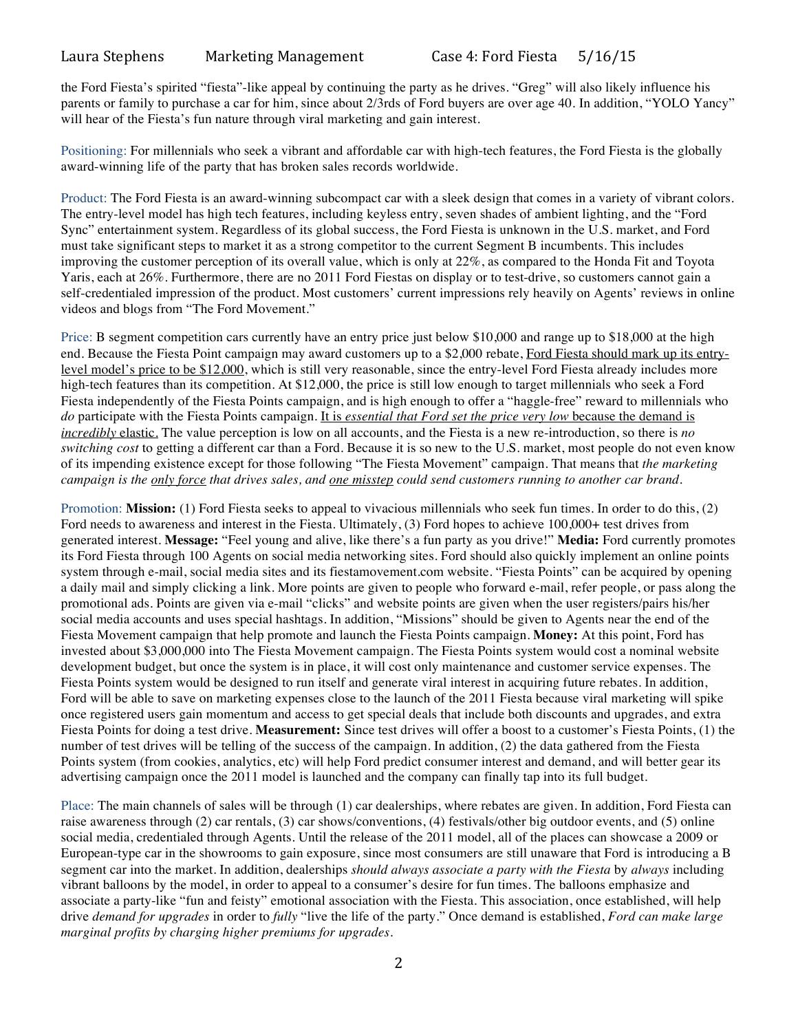the Ford Fiesta's spirited "fiesta"-like appeal by continuing the party as he drives. "Greg" will also likely influence his parents or family to purchase a car for him, since about 2/3rds of Ford buyers are over age 40. In addition, "YOLO Yancy" will hear of the Fiesta's fun nature through viral marketing and gain interest.

Positioning: For millennials who seek a vibrant and affordable car with high-tech features, the Ford Fiesta is the globally award-winning life of the party that has broken sales records worldwide.

Product: The Ford Fiesta is an award-winning subcompact car with a sleek design that comes in a variety of vibrant colors. The entry-level model has high tech features, including keyless entry, seven shades of ambient lighting, and the "Ford Sync" entertainment system. Regardless of its global success, the Ford Fiesta is unknown in the U.S. market, and Ford must take significant steps to market it as a strong competitor to the current Segment B incumbents. This includes improving the customer perception of its overall value, which is only at 22%, as compared to the Honda Fit and Toyota Yaris, each at 26%. Furthermore, there are no 2011 Ford Fiestas on display or to test-drive, so customers cannot gain a self-credentialed impression of the product. Most customers' current impressions rely heavily on Agents' reviews in online videos and blogs from "The Ford Movement."

Price: B segment competition cars currently have an entry price just below $10,000 and range up to $18,000 at the high end. Because the Fiesta Point campaign may award customers up to a $2,000 rebate, <u>Ford Fiesta should mark up its entry-level model's price to be $12,000</u>, which is still very reasonable, since the entry-level Ford Fiesta already includes more high-tech features than its competition. At $12,000, the price is still low enough to target millennials who seek a Ford Fiesta independently of the Fiesta Points campaign, and is high enough to offer a "haggle-free" reward to millennials who *do* participate with the Fiesta Points campaign. <u>It is *essential that Ford set the price very low* because the demand is *incredibly* elastic.</u> The value perception is low on all accounts, and the Fiesta is a new re-introduction, so there is *no switching cost* to getting a different car than a Ford. Because it is so new to the U.S. market, most people do not even know of its impending existence except for those following "The Fiesta Movement" campaign. That means that *the marketing campaign is the <u>only force</u> that drives sales, and <u>one misstep</u> could send customers running to another car brand.*

Promotion: **Mission:** (1) Ford Fiesta seeks to appeal to vivacious millennials who seek fun times. In order to do this, (2) Ford needs to awareness and interest in the Fiesta. Ultimately, (3) Ford hopes to achieve 100,000+ test drives from generated interest. **Message:** "Feel young and alive, like there's a fun party as you drive!" **Media:** Ford currently promotes its Ford Fiesta through 100 Agents on social media networking sites. Ford should also quickly implement an online points system through e-mail, social media sites and its fiestamovement.com website. "Fiesta Points" can be acquired by opening a daily mail and simply clicking a link. More points are given to people who forward e-mail, refer people, or pass along the promotional ads. Points are given via e-mail "clicks" and website points are given when the user registers/pairs his/her social media accounts and uses special hashtags. In addition, "Missions" should be given to Agents near the end of the Fiesta Movement campaign that help promote and launch the Fiesta Points campaign. **Money:** At this point, Ford has invested about $3,000,000 into The Fiesta Movement campaign. The Fiesta Points system would cost a nominal website development budget, but once the system is in place, it will cost only maintenance and customer service expenses. The Fiesta Points system would be designed to run itself and generate viral interest in acquiring future rebates. In addition, Ford will be able to save on marketing expenses close to the launch of the 2011 Fiesta because viral marketing will spike once registered users gain momentum and access to get special deals that include both discounts and upgrades, and extra Fiesta Points for doing a test drive. **Measurement:** Since test drives will offer a boost to a customer's Fiesta Points, (1) the number of test drives will be telling of the success of the campaign. In addition, (2) the data gathered from the Fiesta Points system (from cookies, analytics, etc) will help Ford predict consumer interest and demand, and will better gear its advertising campaign once the 2011 model is launched and the company can finally tap into its full budget.

Place: The main channels of sales will be through (1) car dealerships, where rebates are given. In addition, Ford Fiesta can raise awareness through (2) car rentals, (3) car shows/conventions, (4) festivals/other big outdoor events, and (5) online social media, credentialed through Agents. Until the release of the 2011 model, all of the places can showcase a 2009 or European-type car in the showrooms to gain exposure, since most consumers are still unaware that Ford is introducing a B segment car into the market. In addition, dealerships *should always associate a party with the Fiesta* by *always* including vibrant balloons by the model, in order to appeal to a consumer's desire for fun times. The balloons emphasize and associate a party-like "fun and feisty" emotional association with the Fiesta. This association, once established, will help drive *demand for upgrades* in order to *fully* "live the life of the party." Once demand is established, *Ford can make large marginal profits by charging higher premiums for upgrades.*